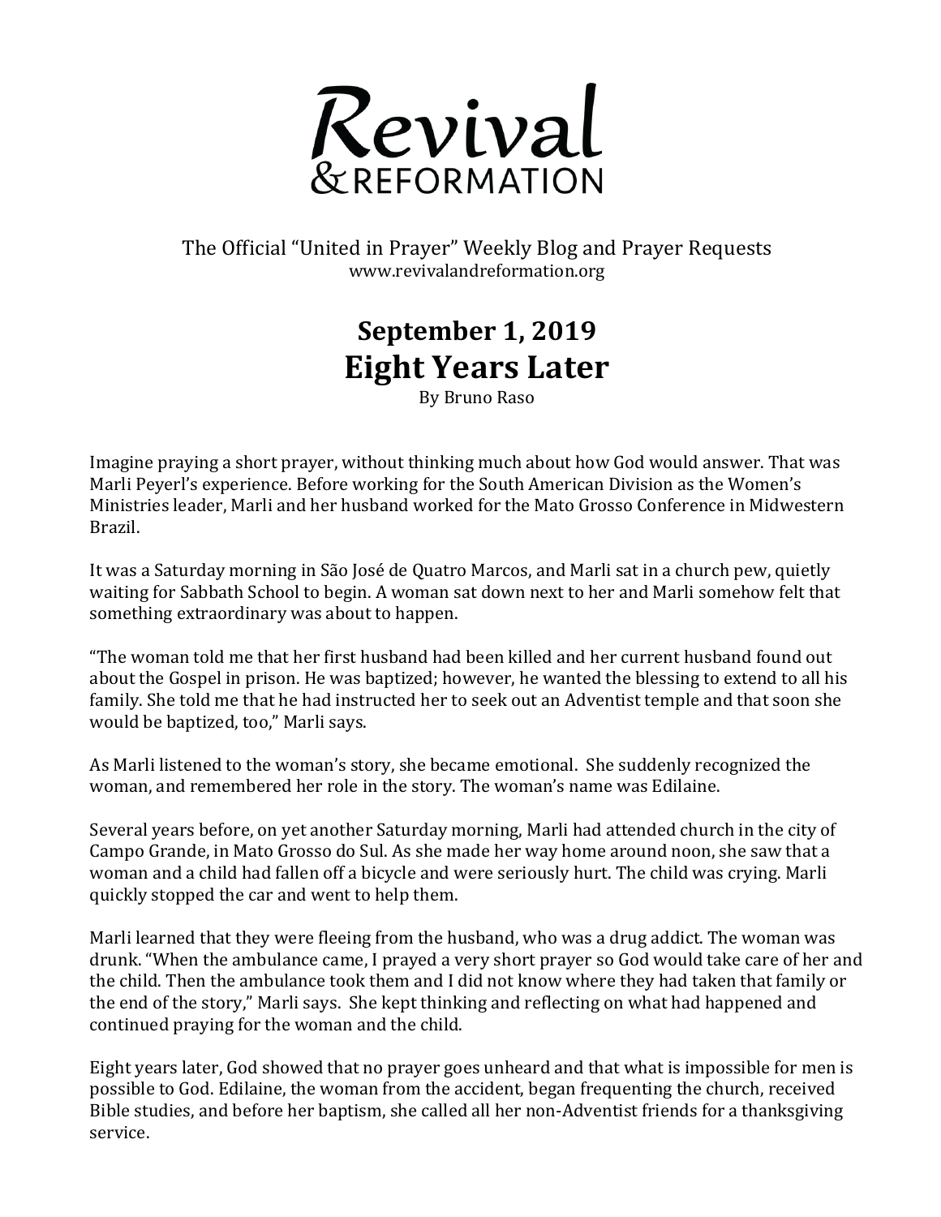# Revival & Reformation

The Official "United in Prayer" Weekly Blog and Prayer Requests
www.revivalandreformation.org

## September 1, 2019
## Eight Years Later

By Bruno Raso

Imagine praying a short prayer, without thinking much about how God would answer. That was Marli Peyerl's experience. Before working for the South American Division as the Women's Ministries leader, Marli and her husband worked for the Mato Grosso Conference in Midwestern Brazil.

It was a Saturday morning in São José de Quatro Marcos, and Marli sat in a church pew, quietly waiting for Sabbath School to begin. A woman sat down next to her and Marli somehow felt that something extraordinary was about to happen.

"The woman told me that her first husband had been killed and her current husband found out about the Gospel in prison. He was baptized; however, he wanted the blessing to extend to all his family. She told me that he had instructed her to seek out an Adventist temple and that soon she would be baptized, too," Marli says.

As Marli listened to the woman's story, she became emotional. She suddenly recognized the woman, and remembered her role in the story. The woman's name was Edilaine.

Several years before, on yet another Saturday morning, Marli had attended church in the city of Campo Grande, in Mato Grosso do Sul. As she made her way home around noon, she saw that a woman and a child had fallen off a bicycle and were seriously hurt. The child was crying. Marli quickly stopped the car and went to help them.

Marli learned that they were fleeing from the husband, who was a drug addict. The woman was drunk. "When the ambulance came, I prayed a very short prayer so God would take care of her and the child. Then the ambulance took them and I did not know where they had taken that family or the end of the story," Marli says. She kept thinking and reflecting on what had happened and continued praying for the woman and the child.

Eight years later, God showed that no prayer goes unheard and that what is impossible for men is possible to God. Edilaine, the woman from the accident, began frequenting the church, received Bible studies, and before her baptism, she called all her non-Adventist friends for a thanksgiving service.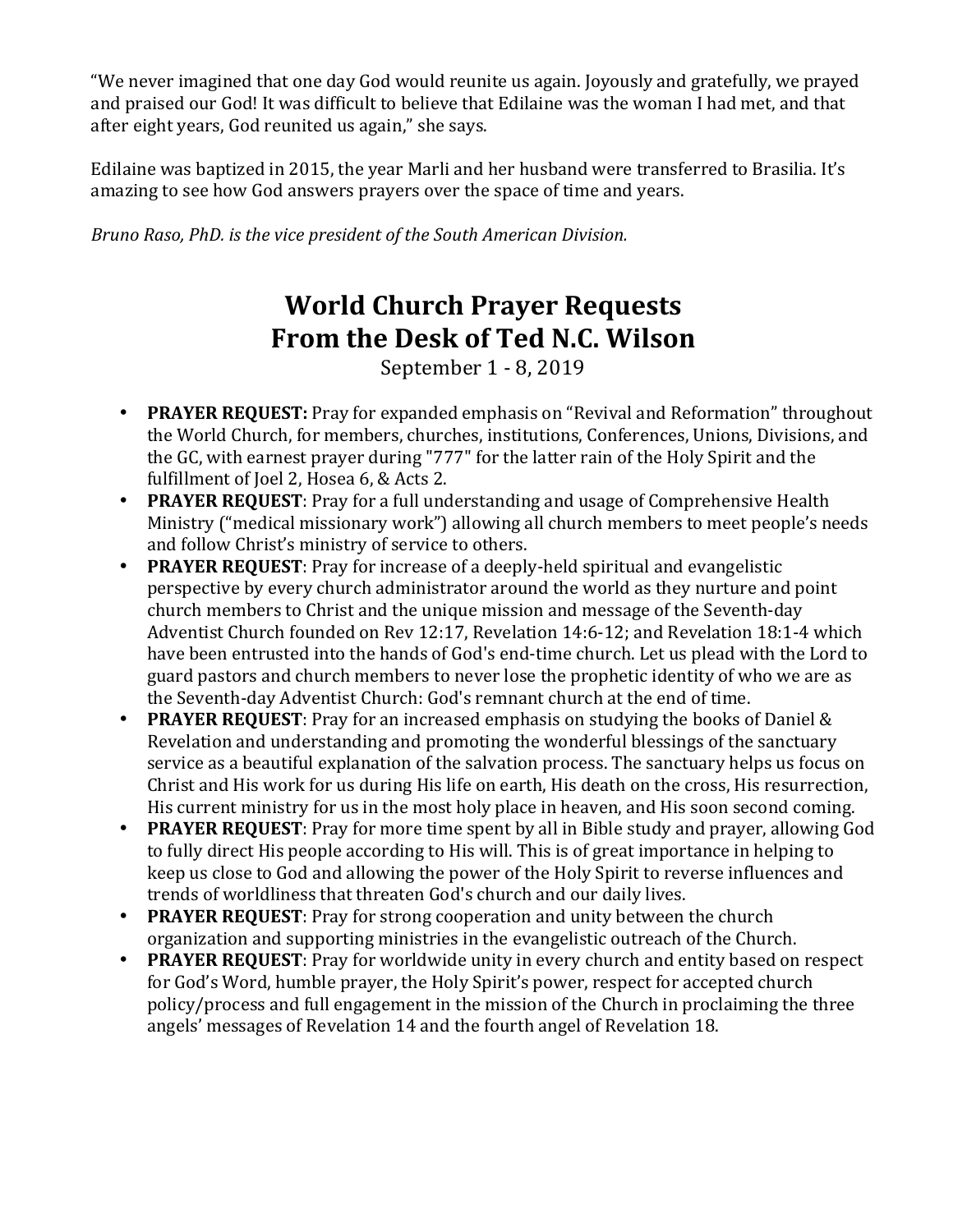"We never imagined that one day God would reunite us again. Joyously and gratefully, we prayed and praised our God! It was difficult to believe that Edilaine was the woman I had met, and that after eight years, God reunited us again," she says.

Edilaine was baptized in 2015, the year Marli and her husband were transferred to Brasilia. It's amazing to see how God answers prayers over the space of time and years.

*Bruno Raso, PhD. is the vice president of the South American Division.*

## World Church Prayer Requests
## From the Desk of Ted N.C. Wilson

September 1 - 8, 2019

- **PRAYER REQUEST:** Pray for expanded emphasis on "Revival and Reformation" throughout the World Church, for members, churches, institutions, Conferences, Unions, Divisions, and the GC, with earnest prayer during "777" for the latter rain of the Holy Spirit and the fulfillment of Joel 2, Hosea 6, & Acts 2.
- **PRAYER REQUEST**: Pray for a full understanding and usage of Comprehensive Health Ministry ("medical missionary work") allowing all church members to meet people's needs and follow Christ's ministry of service to others.
- **PRAYER REQUEST**: Pray for increase of a deeply-held spiritual and evangelistic perspective by every church administrator around the world as they nurture and point church members to Christ and the unique mission and message of the Seventh-day Adventist Church founded on Rev 12:17, Revelation 14:6-12; and Revelation 18:1-4 which have been entrusted into the hands of God's end-time church. Let us plead with the Lord to guard pastors and church members to never lose the prophetic identity of who we are as the Seventh-day Adventist Church: God's remnant church at the end of time.
- **PRAYER REQUEST**: Pray for an increased emphasis on studying the books of Daniel & Revelation and understanding and promoting the wonderful blessings of the sanctuary service as a beautiful explanation of the salvation process. The sanctuary helps us focus on Christ and His work for us during His life on earth, His death on the cross, His resurrection, His current ministry for us in the most holy place in heaven, and His soon second coming.
- **PRAYER REQUEST**: Pray for more time spent by all in Bible study and prayer, allowing God to fully direct His people according to His will. This is of great importance in helping to keep us close to God and allowing the power of the Holy Spirit to reverse influences and trends of worldliness that threaten God's church and our daily lives.
- **PRAYER REQUEST**: Pray for strong cooperation and unity between the church organization and supporting ministries in the evangelistic outreach of the Church.
- **PRAYER REQUEST**: Pray for worldwide unity in every church and entity based on respect for God's Word, humble prayer, the Holy Spirit's power, respect for accepted church policy/process and full engagement in the mission of the Church in proclaiming the three angels' messages of Revelation 14 and the fourth angel of Revelation 18.